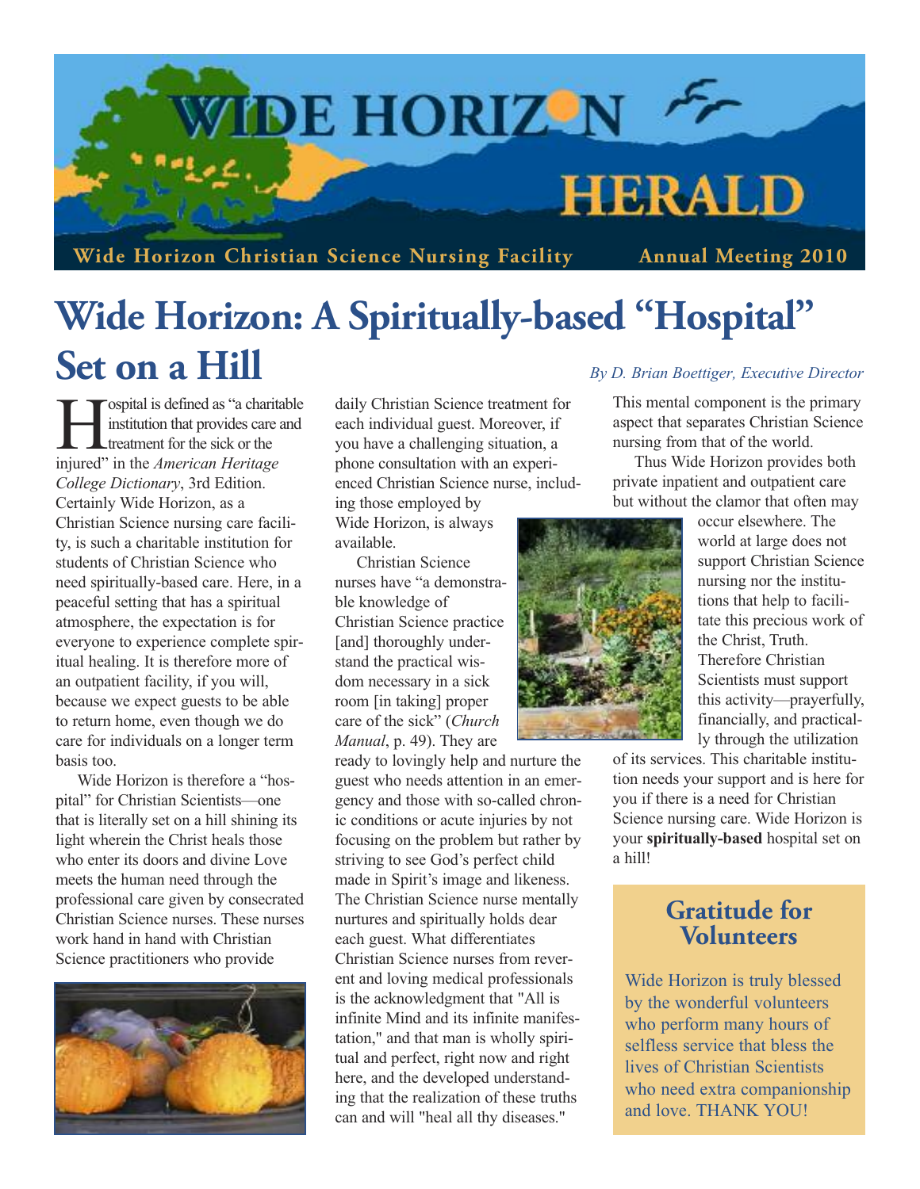# WIDE HORIZON HERALD

**Wide Horizon Christian Science Nursing Facility** — **Annual Meeting 2010**

# Wide Horizon: A Spiritually-based "Hospital" Set on a Hill

*By D. Brian Boettiger, Executive Director*

Hospital is defined as "a charitable institution that provides care and treatment for the sick or the injured" in the *American Heritage College Dictionary*, 3rd Edition. Certainly Wide Horizon, as a Christian Science nursing care facility, is such a charitable institution for students of Christian Science who need spiritually-based care. Here, in a peaceful setting that has a spiritual atmosphere, the expectation is for everyone to experience complete spiritual healing. It is therefore more of an outpatient facility, if you will, because we expect guests to be able to return home, even though we do care for individuals on a longer term basis too.

Wide Horizon is therefore a "hospital" for Christian Scientists—one that is literally set on a hill shining its light wherein the Christ heals those who enter its doors and divine Love meets the human need through the professional care given by consecrated Christian Science nurses. These nurses work hand in hand with Christian Science practitioners who provide daily Christian Science treatment for each individual guest. Moreover, if you have a challenging situation, a phone consultation with an experienced Christian Science nurse, including those employed by Wide Horizon, is always available.

Christian Science nurses have "a demonstrable knowledge of Christian Science practice [and] thoroughly understand the practical wisdom necessary in a sick room [in taking] proper care of the sick" (*Church Manual*, p. 49). They are ready to lovingly help and nurture the guest who needs attention in an emergency and those with so-called chronic conditions or acute injuries by not focusing on the problem but rather by striving to see God's perfect child made in Spirit's image and likeness. The Christian Science nurse mentally nurtures and spiritually holds dear each guest. What differentiates Christian Science nurses from reverent and loving medical professionals is the acknowledgment that "All is infinite Mind and its infinite manifestation," and that man is wholly spiritual and perfect, right now and right here, and the developed understanding that the realization of these truths can and will "heal all thy diseases."

This mental component is the primary aspect that separates Christian Science nursing from that of the world.

Thus Wide Horizon provides both private inpatient and outpatient care but without the clamor that often may occur elsewhere. The world at large does not support Christian Science nursing nor the institutions that help to facilitate this precious work of the Christ, Truth. Therefore Christian Scientists must support this activity—prayerfully, financially, and practically through the utilization of its services. This charitable institution needs your support and is here for you if there is a need for Christian Science nursing care. Wide Horizon is your **spiritually-based** hospital set on a hill!

## Gratitude for Volunteers

Wide Horizon is truly blessed by the wonderful volunteers who perform many hours of selfless service that bless the lives of Christian Scientists who need extra companionship and love. THANK YOU!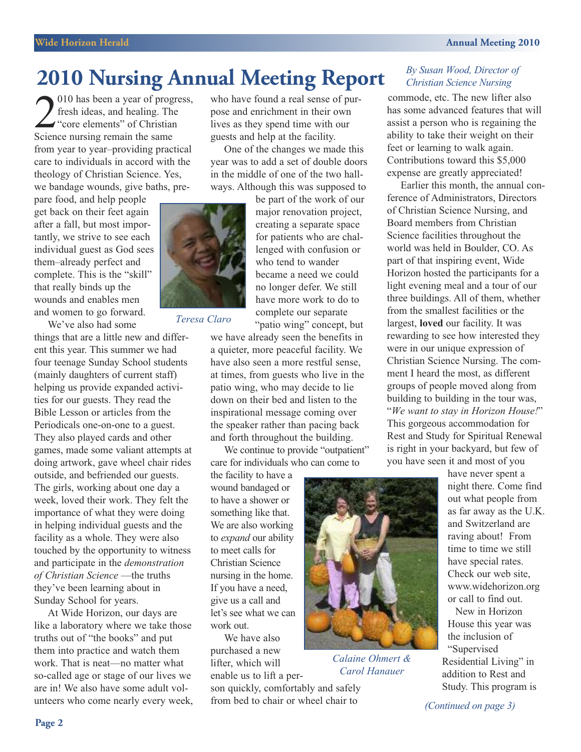# 2010 Nursing Annual Meeting Report

*By Susan Wood, Director of Christian Science Nursing*

2010 has been a year of progress, fresh ideas, and healing. The "core elements" of Christian Science nursing remain the same from year to year–providing practical care to individuals in accord with the theology of Christian Science. Yes, we bandage wounds, give baths, prepare food, and help people get back on their feet again after a fall, but most importantly, we strive to see each individual guest as God sees them–already perfect and complete. This is the "skill" that really binds up the wounds and enables men and women to go forward.

Teresa Claro

We've also had some things that are a little new and different this year. This summer we had four teenage Sunday School students (mainly daughters of current staff) helping us provide expanded activities for our guests. They read the Bible Lesson or articles from the Periodicals one-on-one to a guest. They also played cards and other games, made some valiant attempts at doing artwork, gave wheel chair rides outside, and befriended our guests. The girls, working about one day a week, loved their work. They felt the importance of what they were doing in helping individual guests and the facility as a whole. They were also touched by the opportunity to witness and participate in the *demonstration of Christian Science* —the truths they've been learning about in Sunday School for years.

At Wide Horizon, our days are like a laboratory where we take those truths out of "the books" and put them into practice and watch them work. That is neat—no matter what so-called age or stage of our lives we are in! We also have some adult volunteers who come nearly every week, who have found a real sense of purpose and enrichment in their own lives as they spend time with our guests and help at the facility.

One of the changes we made this year was to add a set of double doors in the middle of one of the two hallways. Although this was supposed to be part of the work of our major renovation project, creating a separate space for patients who are challenged with confusion or who tend to wander became a need we could no longer defer. We still have more work to do to complete our separate "patio wing" concept, but we have already seen the benefits in a quieter, more peaceful facility. We have also seen a more restful sense, at times, from guests who live in the patio wing, who may decide to lie down on their bed and listen to the inspirational message coming over the speaker rather than pacing back and forth throughout the building.

We continue to provide "outpatient" care for individuals who can come to the facility to have a wound bandaged or to have a shower or something like that. We are also working to *expand* our ability to meet calls for Christian Science nursing in the home. If you have a need, give us a call and let's see what we can work out.

Calaine Ohmert & Carol Hanauer

We have also purchased a new lifter, which will enable us to lift a person quickly, comfortably and safely from bed to chair or wheel chair to commode, etc. The new lifter also has some advanced features that will assist a person who is regaining the ability to take their weight on their feet or learning to walk again. Contributions toward this $5,000 expense are greatly appreciated!

Earlier this month, the annual conference of Administrators, Directors of Christian Science Nursing, and Board members from Christian Science facilities throughout the world was held in Boulder, CO. As part of that inspiring event, Wide Horizon hosted the participants for a light evening meal and a tour of our three buildings. All of them, whether from the smallest facilities or the largest, **loved** our facility. It was rewarding to see how interested they were in our unique expression of Christian Science Nursing. The comment I heard the most, as different groups of people moved along from building to building in the tour was, "*We want to stay in Horizon House!*" This gorgeous accommodation for Rest and Study for Spiritual Renewal is right in your backyard, but few of you have seen it and most of you have never spent a night there. Come find out what people from as far away as the U.K. and Switzerland are raving about! From time to time we still have special rates. Check our web site, www.widehorizon.org or call to find out.

New in Horizon House this year was the inclusion of "Supervised Residential Living" in addition to Rest and Study. This program is

*(Continued on page 3)*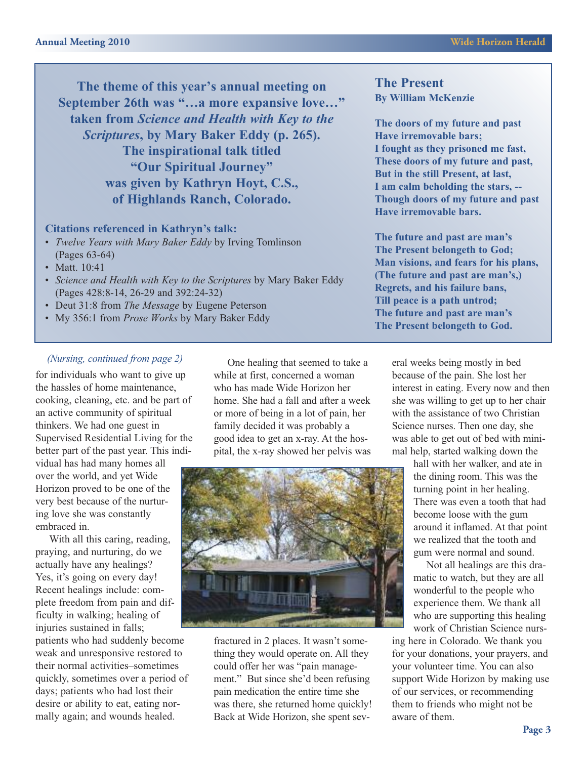**The theme of this year's annual meeting on September 26th was "…a more expansive love…" taken from *Science and Health with Key to the Scriptures*, by Mary Baker Eddy (p. 265). The inspirational talk titled "Our Spiritual Journey" was given by Kathryn Hoyt, C.S., of Highlands Ranch, Colorado.**

**Citations referenced in Kathryn's talk:**

- *Twelve Years with Mary Baker Eddy* by Irving Tomlinson (Pages 63-64)
- Matt. 10:41
- *Science and Health with Key to the Scriptures* by Mary Baker Eddy (Pages 428:8-14, 26-29 and 392:24-32)
- Deut 31:8 from *The Message* by Eugene Peterson
- My 356:1 from *Prose Works* by Mary Baker Eddy

## The Present

**By William McKenzie**

**The doors of my future and past**
**Have irremovable bars;**
**I fought as they prisoned me fast,**
**These doors of my future and past,**
**But in the still Present, at last,**
**I am calm beholding the stars, --**
**Though doors of my future and past**
**Have irremovable bars.**

**The future and past are man's**
**The Present belongeth to God;**
**Man visions, and fears for his plans,**
**(The future and past are man's,)**
**Regrets, and his failure bans,**
**Till peace is a path untrod;**
**The future and past are man's**
**The Present belongeth to God.**

*(Nursing, continued from page 2)*

for individuals who want to give up the hassles of home maintenance, cooking, cleaning, etc. and be part of an active community of spiritual thinkers. We had one guest in Supervised Residential Living for the better part of the past year. This individual has had many homes all over the world, and yet Wide Horizon proved to be one of the very best because of the nurturing love she was constantly embraced in.

With all this caring, reading, praying, and nurturing, do we actually have any healings? Yes, it's going on every day! Recent healings include: complete freedom from pain and difficulty in walking; healing of injuries sustained in falls; patients who had suddenly become weak and unresponsive restored to their normal activities–sometimes quickly, sometimes over a period of days; patients who had lost their desire or ability to eat, eating normally again; and wounds healed.

One healing that seemed to take a while at first, concerned a woman who has made Wide Horizon her home. She had a fall and after a week or more of being in a lot of pain, her family decided it was probably a good idea to get an x-ray. At the hospital, the x-ray showed her pelvis was fractured in 2 places. It wasn't something they would operate on. All they could offer her was "pain management." But since she'd been refusing pain medication the entire time she was there, she returned home quickly! Back at Wide Horizon, she spent several weeks being mostly in bed because of the pain. She lost her interest in eating. Every now and then she was willing to get up to her chair with the assistance of two Christian Science nurses. Then one day, she was able to get out of bed with minimal help, started walking down the hall with her walker, and ate in the dining room. This was the turning point in her healing. There was even a tooth that had become loose with the gum around it inflamed. At that point we realized that the tooth and gum were normal and sound.

Not all healings are this dramatic to watch, but they are all wonderful to the people who experience them. We thank all who are supporting this healing work of Christian Science nursing here in Colorado. We thank you for your donations, your prayers, and your volunteer time. You can also support Wide Horizon by making use of our services, or recommending them to friends who might not be aware of them.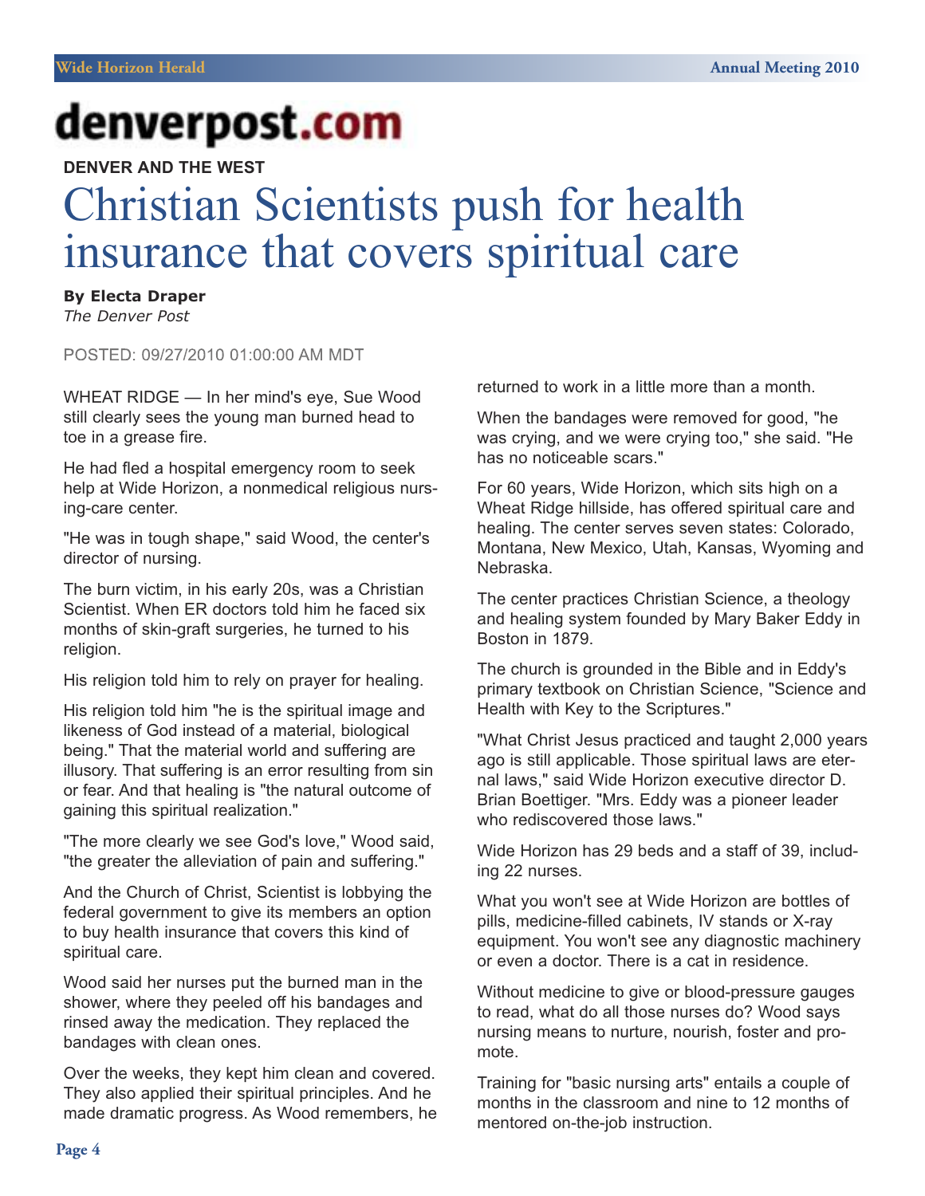denverpost.com

**DENVER AND THE WEST**

# Christian Scientists push for health insurance that covers spiritual care

**By Electa Draper**
*The Denver Post*

POSTED: 09/27/2010 01:00:00 AM MDT

WHEAT RIDGE — In her mind's eye, Sue Wood still clearly sees the young man burned head to toe in a grease fire.

He had fled a hospital emergency room to seek help at Wide Horizon, a nonmedical religious nursing-care center.

"He was in tough shape," said Wood, the center's director of nursing.

The burn victim, in his early 20s, was a Christian Scientist. When ER doctors told him he faced six months of skin-graft surgeries, he turned to his religion.

His religion told him to rely on prayer for healing.

His religion told him "he is the spiritual image and likeness of God instead of a material, biological being." That the material world and suffering are illusory. That suffering is an error resulting from sin or fear. And that healing is "the natural outcome of gaining this spiritual realization."

"The more clearly we see God's love," Wood said, "the greater the alleviation of pain and suffering."

And the Church of Christ, Scientist is lobbying the federal government to give its members an option to buy health insurance that covers this kind of spiritual care.

Wood said her nurses put the burned man in the shower, where they peeled off his bandages and rinsed away the medication. They replaced the bandages with clean ones.

Over the weeks, they kept him clean and covered. They also applied their spiritual principles. And he made dramatic progress. As Wood remembers, he returned to work in a little more than a month.

When the bandages were removed for good, "he was crying, and we were crying too," she said. "He has no noticeable scars."

For 60 years, Wide Horizon, which sits high on a Wheat Ridge hillside, has offered spiritual care and healing. The center serves seven states: Colorado, Montana, New Mexico, Utah, Kansas, Wyoming and Nebraska.

The center practices Christian Science, a theology and healing system founded by Mary Baker Eddy in Boston in 1879.

The church is grounded in the Bible and in Eddy's primary textbook on Christian Science, "Science and Health with Key to the Scriptures."

"What Christ Jesus practiced and taught 2,000 years ago is still applicable. Those spiritual laws are eternal laws," said Wide Horizon executive director D. Brian Boettiger. "Mrs. Eddy was a pioneer leader who rediscovered those laws."

Wide Horizon has 29 beds and a staff of 39, including 22 nurses.

What you won't see at Wide Horizon are bottles of pills, medicine-filled cabinets, IV stands or X-ray equipment. You won't see any diagnostic machinery or even a doctor. There is a cat in residence.

Without medicine to give or blood-pressure gauges to read, what do all those nurses do? Wood says nursing means to nurture, nourish, foster and promote.

Training for "basic nursing arts" entails a couple of months in the classroom and nine to 12 months of mentored on-the-job instruction.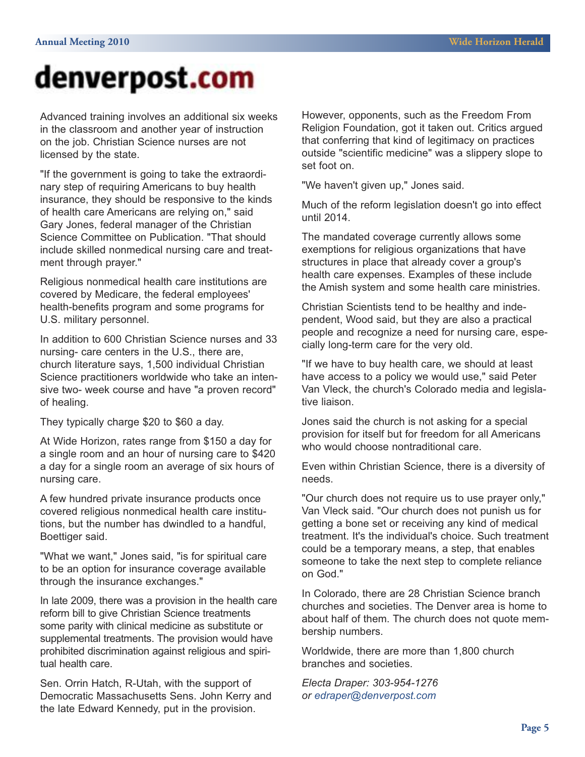# denverpost.com

Advanced training involves an additional six weeks in the classroom and another year of instruction on the job. Christian Science nurses are not licensed by the state.

"If the government is going to take the extraordinary step of requiring Americans to buy health insurance, they should be responsive to the kinds of health care Americans are relying on," said Gary Jones, federal manager of the Christian Science Committee on Publication. "That should include skilled nonmedical nursing care and treatment through prayer."

Religious nonmedical health care institutions are covered by Medicare, the federal employees' health-benefits program and some programs for U.S. military personnel.

In addition to 600 Christian Science nurses and 33 nursing- care centers in the U.S., there are, church literature says, 1,500 individual Christian Science practitioners worldwide who take an intensive two- week course and have "a proven record" of healing.

They typically charge $20 to $60 a day.

At Wide Horizon, rates range from $150 a day for a single room and an hour of nursing care to $420 a day for a single room an average of six hours of nursing care.

A few hundred private insurance products once covered religious nonmedical health care institutions, but the number has dwindled to a handful, Boettiger said.

"What we want," Jones said, "is for spiritual care to be an option for insurance coverage available through the insurance exchanges."

In late 2009, there was a provision in the health care reform bill to give Christian Science treatments some parity with clinical medicine as substitute or supplemental treatments. The provision would have prohibited discrimination against religious and spiritual health care.

Sen. Orrin Hatch, R-Utah, with the support of Democratic Massachusetts Sens. John Kerry and the late Edward Kennedy, put in the provision.

However, opponents, such as the Freedom From Religion Foundation, got it taken out. Critics argued that conferring that kind of legitimacy on practices outside "scientific medicine" was a slippery slope to set foot on.

"We haven't given up," Jones said.

Much of the reform legislation doesn't go into effect until 2014.

The mandated coverage currently allows some exemptions for religious organizations that have structures in place that already cover a group's health care expenses. Examples of these include the Amish system and some health care ministries.

Christian Scientists tend to be healthy and independent, Wood said, but they are also a practical people and recognize a need for nursing care, especially long-term care for the very old.

"If we have to buy health care, we should at least have access to a policy we would use," said Peter Van Vleck, the church's Colorado media and legislative liaison.

Jones said the church is not asking for a special provision for itself but for freedom for all Americans who would choose nontraditional care.

Even within Christian Science, there is a diversity of needs.

"Our church does not require us to use prayer only," Van Vleck said. "Our church does not punish us for getting a bone set or receiving any kind of medical treatment. It's the individual's choice. Such treatment could be a temporary means, a step, that enables someone to take the next step to complete reliance on God."

In Colorado, there are 28 Christian Science branch churches and societies. The Denver area is home to about half of them. The church does not quote membership numbers.

Worldwide, there are more than 1,800 church branches and societies.

*Electa Draper: 303-954-1276*
*or edraper@denverpost.com*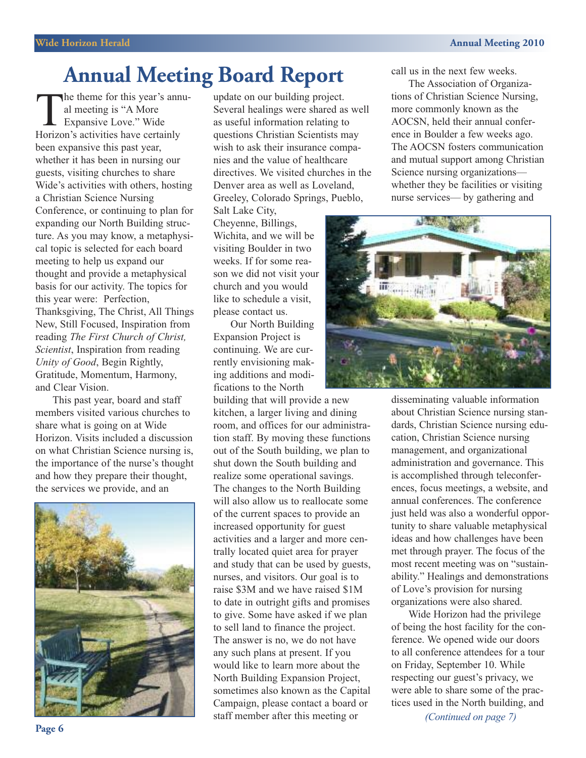# Annual Meeting Board Report

The theme for this year's annual meeting is "A More Expansive Love." Wide Horizon's activities have certainly been expansive this past year, whether it has been in nursing our guests, visiting churches to share Wide's activities with others, hosting a Christian Science Nursing Conference, or continuing to plan for expanding our North Building structure. As you may know, a metaphysical topic is selected for each board meeting to help us expand our thought and provide a metaphysical basis for our activity. The topics for this year were: Perfection, Thanksgiving, The Christ, All Things New, Still Focused, Inspiration from reading *The First Church of Christ, Scientist*, Inspiration from reading *Unity of Good*, Begin Rightly, Gratitude, Momentum, Harmony, and Clear Vision.

This past year, board and staff members visited various churches to share what is going on at Wide Horizon. Visits included a discussion on what Christian Science nursing is, the importance of the nurse's thought and how they prepare their thought, the services we provide, and an update on our building project. Several healings were shared as well as useful information relating to questions Christian Scientists may wish to ask their insurance companies and the value of healthcare directives. We visited churches in the Denver area as well as Loveland, Greeley, Colorado Springs, Pueblo, Salt Lake City, Cheyenne, Billings, Wichita, and we will be visiting Boulder in two weeks. If for some reason we did not visit your church and you would like to schedule a visit, please contact us.

Our North Building Expansion Project is continuing. We are currently envisioning making additions and modifications to the North building that will provide a new kitchen, a larger living and dining room, and offices for our administration staff. By moving these functions out of the South building, we plan to shut down the South building and realize some operational savings. The changes to the North Building will also allow us to reallocate some of the current spaces to provide an increased opportunity for guest activities and a larger and more centrally located quiet area for prayer and study that can be used by guests, nurses, and visitors. Our goal is to raise $3M and we have raised $1M to date in outright gifts and promises to give. Some have asked if we plan to sell land to finance the project. The answer is no, we do not have any such plans at present. If you would like to learn more about the North Building Expansion Project, sometimes also known as the Capital Campaign, please contact a board or staff member after this meeting or call us in the next few weeks.

The Association of Organizations of Christian Science Nursing, more commonly known as the AOCSN, held their annual conference in Boulder a few weeks ago. The AOCSN fosters communication and mutual support among Christian Science nursing organizations—whether they be facilities or visiting nurse services— by gathering and disseminating valuable information about Christian Science nursing standards, Christian Science nursing education, Christian Science nursing management, and organizational administration and governance. This is accomplished through teleconferences, focus meetings, a website, and annual conferences. The conference just held was also a wonderful opportunity to share valuable metaphysical ideas and how challenges have been met through prayer. The focus of the most recent meeting was on "sustainability." Healings and demonstrations of Love's provision for nursing organizations were also shared.

Wide Horizon had the privilege of being the host facility for the conference. We opened wide our doors to all conference attendees for a tour on Friday, September 10. While respecting our guest's privacy, we were able to share some of the practices used in the North building, and

*(Continued on page 7)*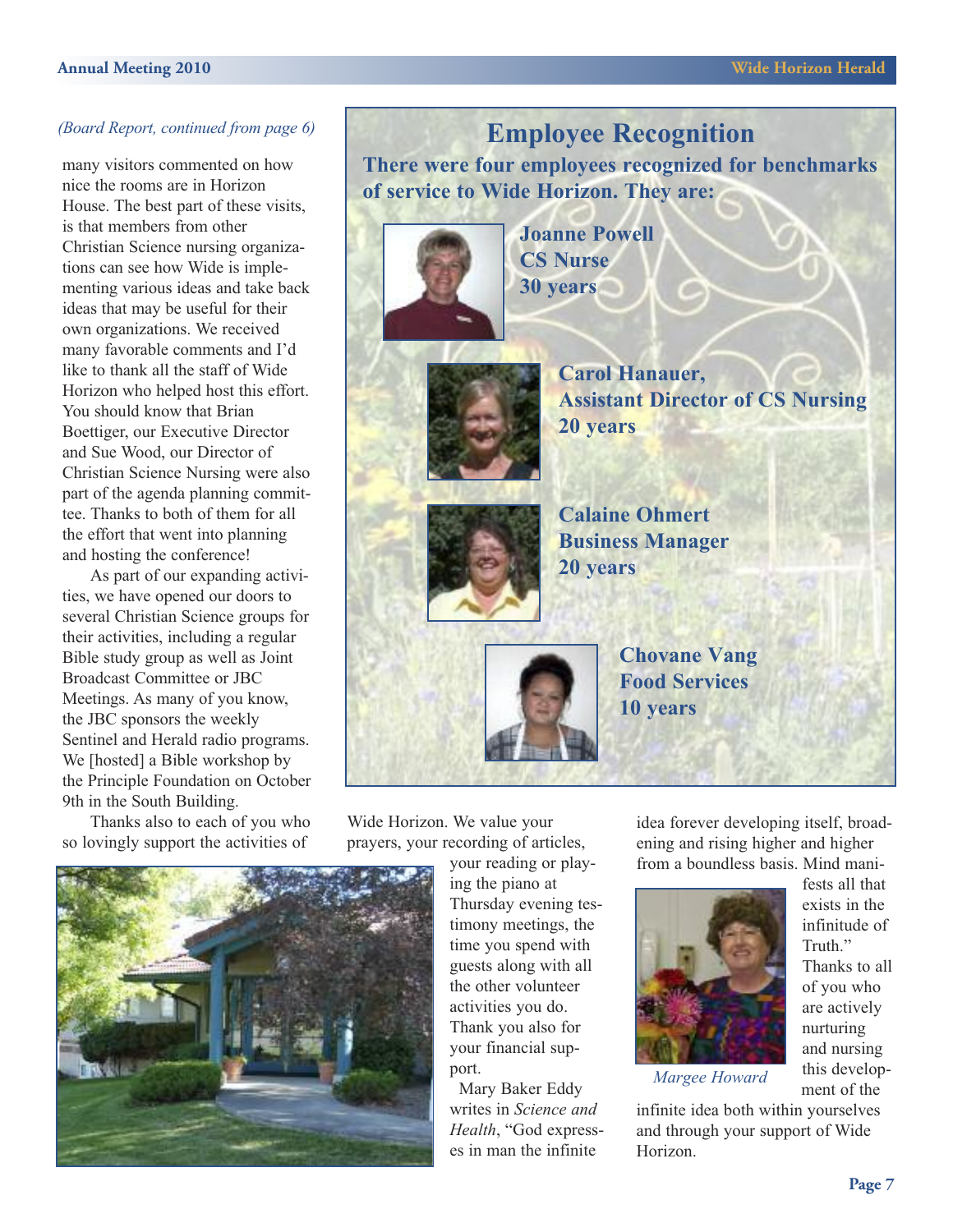*(Board Report, continued from page 6)*

many visitors commented on how nice the rooms are in Horizon House. The best part of these visits, is that members from other Christian Science nursing organizations can see how Wide is implementing various ideas and take back ideas that may be useful for their own organizations. We received many favorable comments and I'd like to thank all the staff of Wide Horizon who helped host this effort. You should know that Brian Boettiger, our Executive Director and Sue Wood, our Director of Christian Science Nursing were also part of the agenda planning committee. Thanks to both of them for all the effort that went into planning and hosting the conference!

As part of our expanding activities, we have opened our doors to several Christian Science groups for their activities, including a regular Bible study group as well as Joint Broadcast Committee or JBC Meetings. As many of you know, the JBC sponsors the weekly Sentinel and Herald radio programs. We [hosted] a Bible workshop by the Principle Foundation on October 9th in the South Building.

Thanks also to each of you who so lovingly support the activities of Wide Horizon. We value your prayers, your recording of articles, your reading or playing the piano at Thursday evening testimony meetings, the time you spend with guests along with all the other volunteer activities you do. Thank you also for your financial support.

Mary Baker Eddy writes in *Science and Health*, "God expresses in man the infinite idea forever developing itself, broadening and rising higher and higher from a boundless basis. Mind manifests all that exists in the infinitude of Truth." Thanks to all of you who are actively nurturing and nursing this development of the infinite idea both within yourselves and through your support of Wide Horizon.

*Margee Howard*

## Employee Recognition

**There were four employees recognized for benchmarks of service to Wide Horizon. They are:**

**Joanne Powell**
**CS Nurse**
**30 years**

**Carol Hanauer,**
**Assistant Director of CS Nursing**
**20 years**

**Calaine Ohmert**
**Business Manager**
**20 years**

**Chovane Vang**
**Food Services**
**10 years**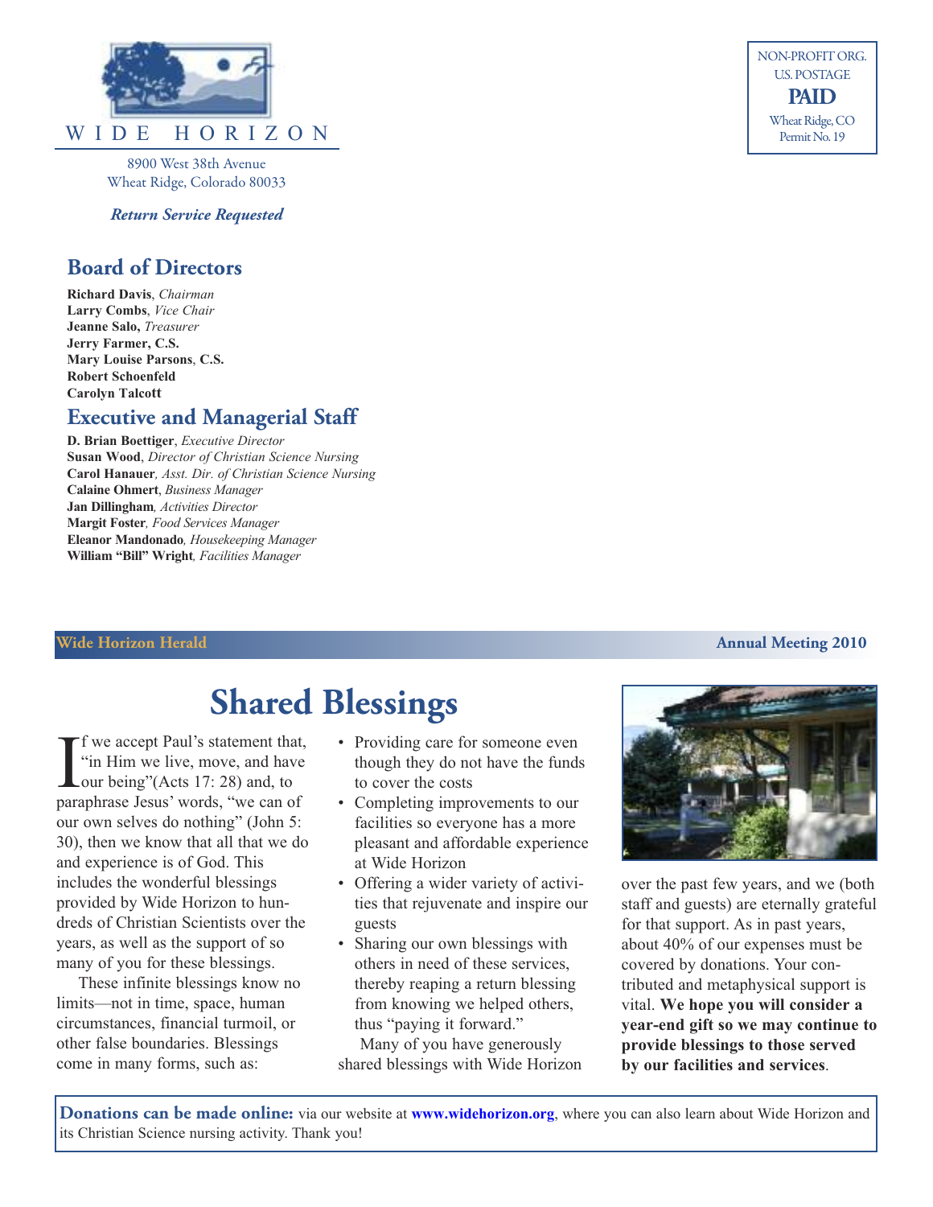WIDE HORIZON

8900 West 38th Avenue
Wheat Ridge, Colorado 80033

*Return Service Requested*

NON-PROFIT ORG.
U.S. POSTAGE
**PAID**
Wheat Ridge, CO
Permit No. 19

## Board of Directors

**Richard Davis**, *Chairman*
**Larry Combs**, *Vice Chair*
**Jeanne Salo,** *Treasurer*
**Jerry Farmer, C.S.**
**Mary Louise Parsons**, **C.S.**
**Robert Schoenfeld**
**Carolyn Talcott**

## Executive and Managerial Staff

**D. Brian Boettiger**, *Executive Director*
**Susan Wood**, *Director of Christian Science Nursing*
**Carol Hanauer***, Asst. Dir. of Christian Science Nursing*
**Calaine Ohmert**, *Business Manager*
**Jan Dillingham***, Activities Director*
**Margit Foster***, Food Services Manager*
**Eleanor Mandonado***, Housekeeping Manager*
**William "Bill" Wright***, Facilities Manager*

**Wide Horizon Herald** — **Annual Meeting 2010**

# Shared Blessings

If we accept Paul's statement that, "in Him we live, move, and have our being"(Acts 17: 28) and, to paraphrase Jesus' words, "we can of our own selves do nothing" (John 5: 30), then we know that all that we do and experience is of God. This includes the wonderful blessings provided by Wide Horizon to hundreds of Christian Scientists over the years, as well as the support of so many of you for these blessings.

These infinite blessings know no limits—not in time, space, human circumstances, financial turmoil, or other false boundaries. Blessings come in many forms, such as:

- Providing care for someone even though they do not have the funds to cover the costs
- Completing improvements to our facilities so everyone has a more pleasant and affordable experience at Wide Horizon
- Offering a wider variety of activities that rejuvenate and inspire our guests
- Sharing our own blessings with others in need of these services, thereby reaping a return blessing from knowing we helped others, thus "paying it forward."

Many of you have generously shared blessings with Wide Horizon over the past few years, and we (both staff and guests) are eternally grateful for that support. As in past years, about 40% of our expenses must be covered by donations. Your contributed and metaphysical support is vital. **We hope you will consider a year-end gift so we may continue to provide blessings to those served by our facilities and services**.

**Donations can be made online:** via our website at **www.widehorizon.org**, where you can also learn about Wide Horizon and its Christian Science nursing activity. Thank you!